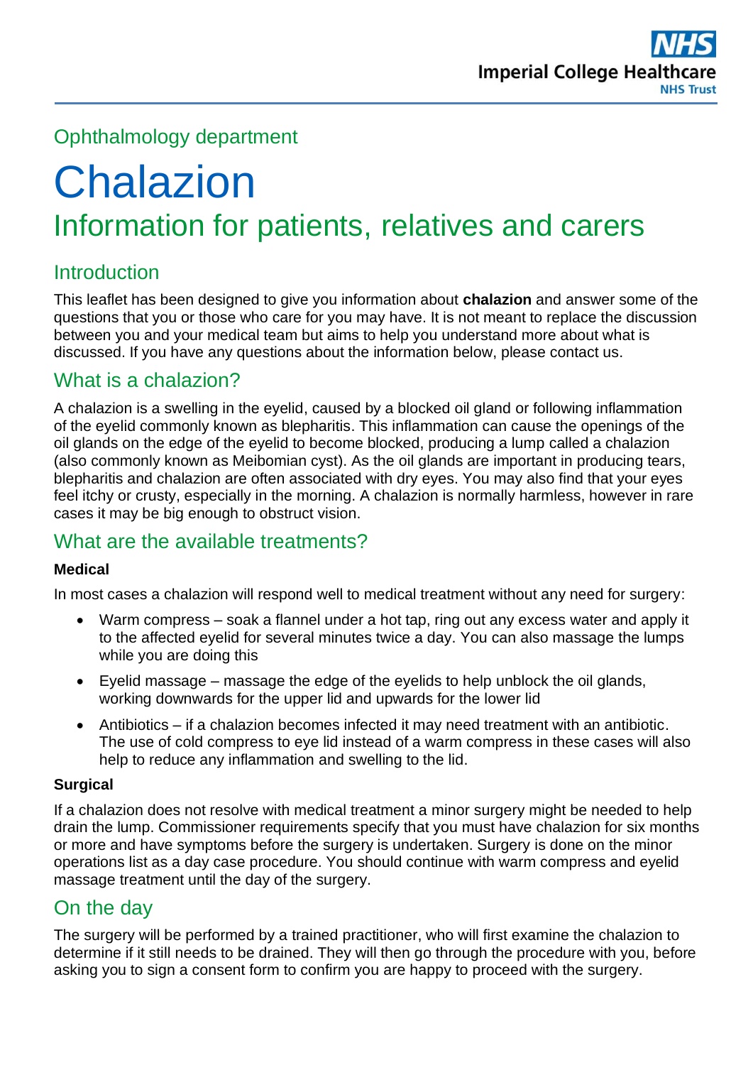Imperial College Healthcare NHS Trust

Ophthalmology department

# Chalazion

## Information for patients, relatives and carers

### Introduction

This leaflet has been designed to give you information about **chalazion** and answer some of the questions that you or those who care for you may have. It is not meant to replace the discussion between you and your medical team but aims to help you understand more about what is discussed. If you have any questions about the information below, please contact us.

### What is a chalazion?

A chalazion is a swelling in the eyelid, caused by a blocked oil gland or following inflammation of the eyelid commonly known as blepharitis. This inflammation can cause the openings of the oil glands on the edge of the eyelid to become blocked, producing a lump called a chalazion (also commonly known as Meibomian cyst). As the oil glands are important in producing tears, blepharitis and chalazion are often associated with dry eyes. You may also find that your eyes feel itchy or crusty, especially in the morning. A chalazion is normally harmless, however in rare cases it may be big enough to obstruct vision.

### What are the available treatments?

**Medical**

In most cases a chalazion will respond well to medical treatment without any need for surgery:

- Warm compress – soak a flannel under a hot tap, ring out any excess water and apply it to the affected eyelid for several minutes twice a day. You can also massage the lumps while you are doing this
- Eyelid massage – massage the edge of the eyelids to help unblock the oil glands, working downwards for the upper lid and upwards for the lower lid
- Antibiotics – if a chalazion becomes infected it may need treatment with an antibiotic. The use of cold compress to eye lid instead of a warm compress in these cases will also help to reduce any inflammation and swelling to the lid.

**Surgical**

If a chalazion does not resolve with medical treatment a minor surgery might be needed to help drain the lump. Commissioner requirements specify that you must have chalazion for six months or more and have symptoms before the surgery is undertaken. Surgery is done on the minor operations list as a day case procedure. You should continue with warm compress and eyelid massage treatment until the day of the surgery.

### On the day

The surgery will be performed by a trained practitioner, who will first examine the chalazion to determine if it still needs to be drained. They will then go through the procedure with you, before asking you to sign a consent form to confirm you are happy to proceed with the surgery.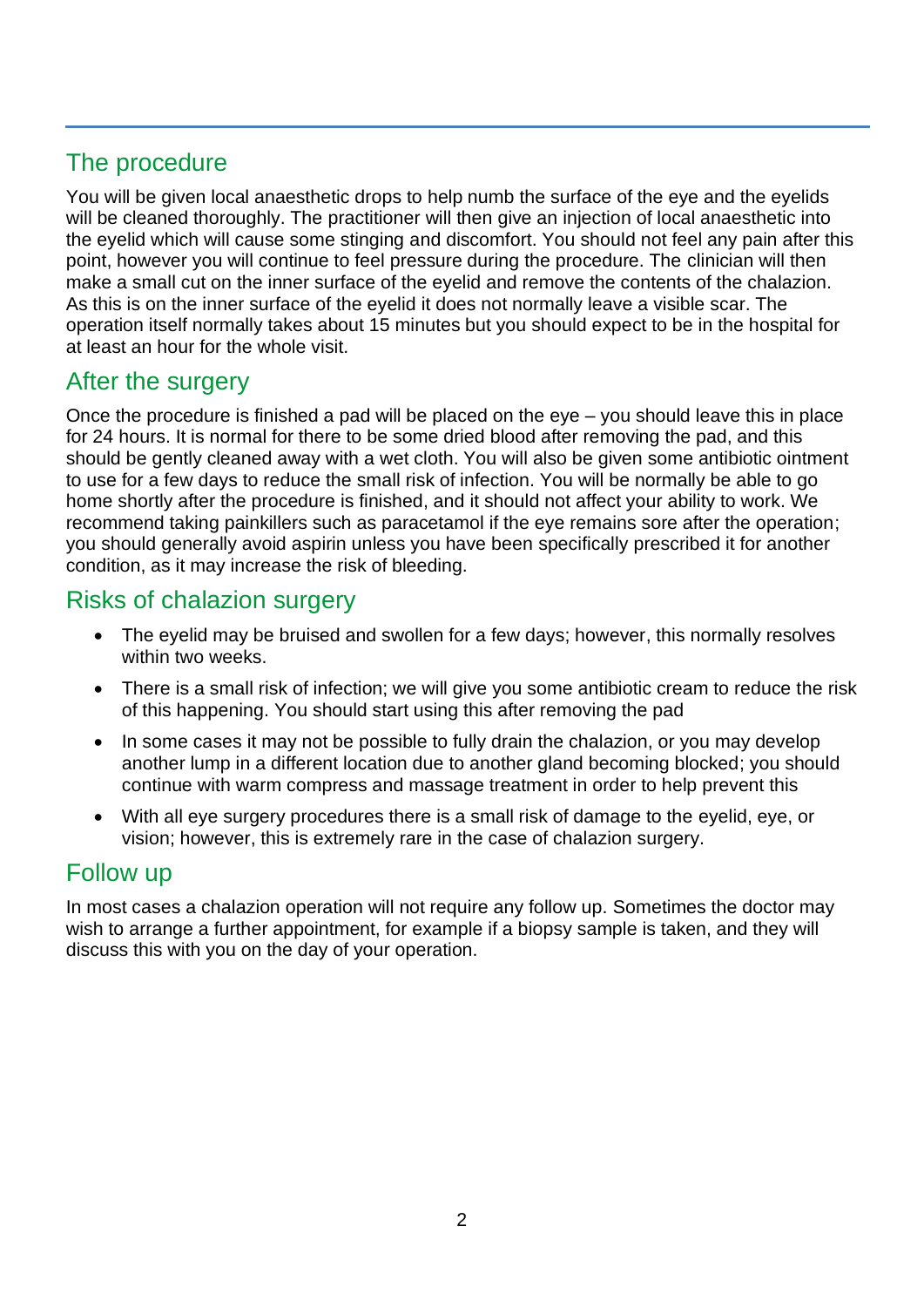## The procedure

You will be given local anaesthetic drops to help numb the surface of the eye and the eyelids will be cleaned thoroughly. The practitioner will then give an injection of local anaesthetic into the eyelid which will cause some stinging and discomfort. You should not feel any pain after this point, however you will continue to feel pressure during the procedure. The clinician will then make a small cut on the inner surface of the eyelid and remove the contents of the chalazion. As this is on the inner surface of the eyelid it does not normally leave a visible scar. The operation itself normally takes about 15 minutes but you should expect to be in the hospital for at least an hour for the whole visit.

## After the surgery

Once the procedure is finished a pad will be placed on the eye – you should leave this in place for 24 hours. It is normal for there to be some dried blood after removing the pad, and this should be gently cleaned away with a wet cloth. You will also be given some antibiotic ointment to use for a few days to reduce the small risk of infection. You will be normally be able to go home shortly after the procedure is finished, and it should not affect your ability to work. We recommend taking painkillers such as paracetamol if the eye remains sore after the operation; you should generally avoid aspirin unless you have been specifically prescribed it for another condition, as it may increase the risk of bleeding.

## Risks of chalazion surgery

- The eyelid may be bruised and swollen for a few days; however, this normally resolves within two weeks.
- There is a small risk of infection; we will give you some antibiotic cream to reduce the risk of this happening. You should start using this after removing the pad
- In some cases it may not be possible to fully drain the chalazion, or you may develop another lump in a different location due to another gland becoming blocked; you should continue with warm compress and massage treatment in order to help prevent this
- With all eye surgery procedures there is a small risk of damage to the eyelid, eye, or vision; however, this is extremely rare in the case of chalazion surgery.

## Follow up

In most cases a chalazion operation will not require any follow up. Sometimes the doctor may wish to arrange a further appointment, for example if a biopsy sample is taken, and they will discuss this with you on the day of your operation.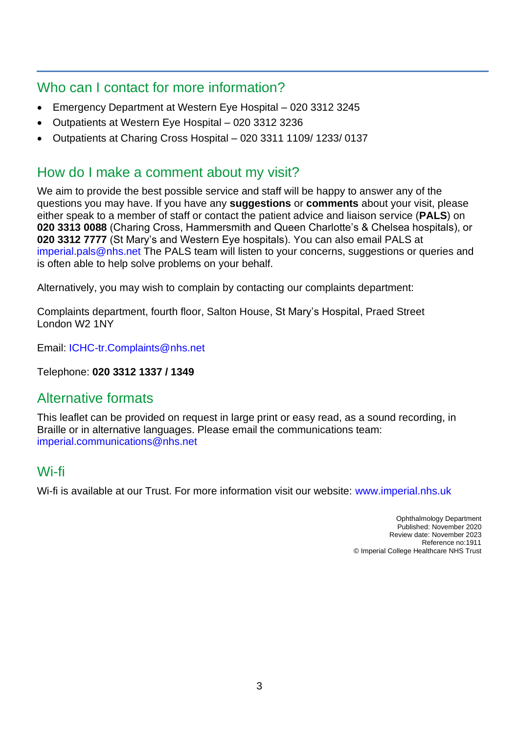## Who can I contact for more information?

- Emergency Department at Western Eye Hospital – 020 3312 3245
- Outpatients at Western Eye Hospital – 020 3312 3236
- Outpatients at Charing Cross Hospital – 020 3311 1109/ 1233/ 0137

## How do I make a comment about my visit?

We aim to provide the best possible service and staff will be happy to answer any of the questions you may have. If you have any **suggestions** or **comments** about your visit, please either speak to a member of staff or contact the patient advice and liaison service (**PALS**) on **020 3313 0088** (Charing Cross, Hammersmith and Queen Charlotte's & Chelsea hospitals), or **020 3312 7777** (St Mary's and Western Eye hospitals). You can also email PALS at imperial.pals@nhs.net The PALS team will listen to your concerns, suggestions or queries and is often able to help solve problems on your behalf.

Alternatively, you may wish to complain by contacting our complaints department:

Complaints department, fourth floor, Salton House, St Mary's Hospital, Praed Street
London W2 1NY

Email: ICHC-tr.Complaints@nhs.net

Telephone: **020 3312 1337 / 1349**

## Alternative formats

This leaflet can be provided on request in large print or easy read, as a sound recording, in Braille or in alternative languages. Please email the communications team: imperial.communications@nhs.net

## Wi-fi

Wi-fi is available at our Trust. For more information visit our website: www.imperial.nhs.uk

Ophthalmology Department
Published: November 2020
Review date: November 2023
Reference no:1911
© Imperial College Healthcare NHS Trust